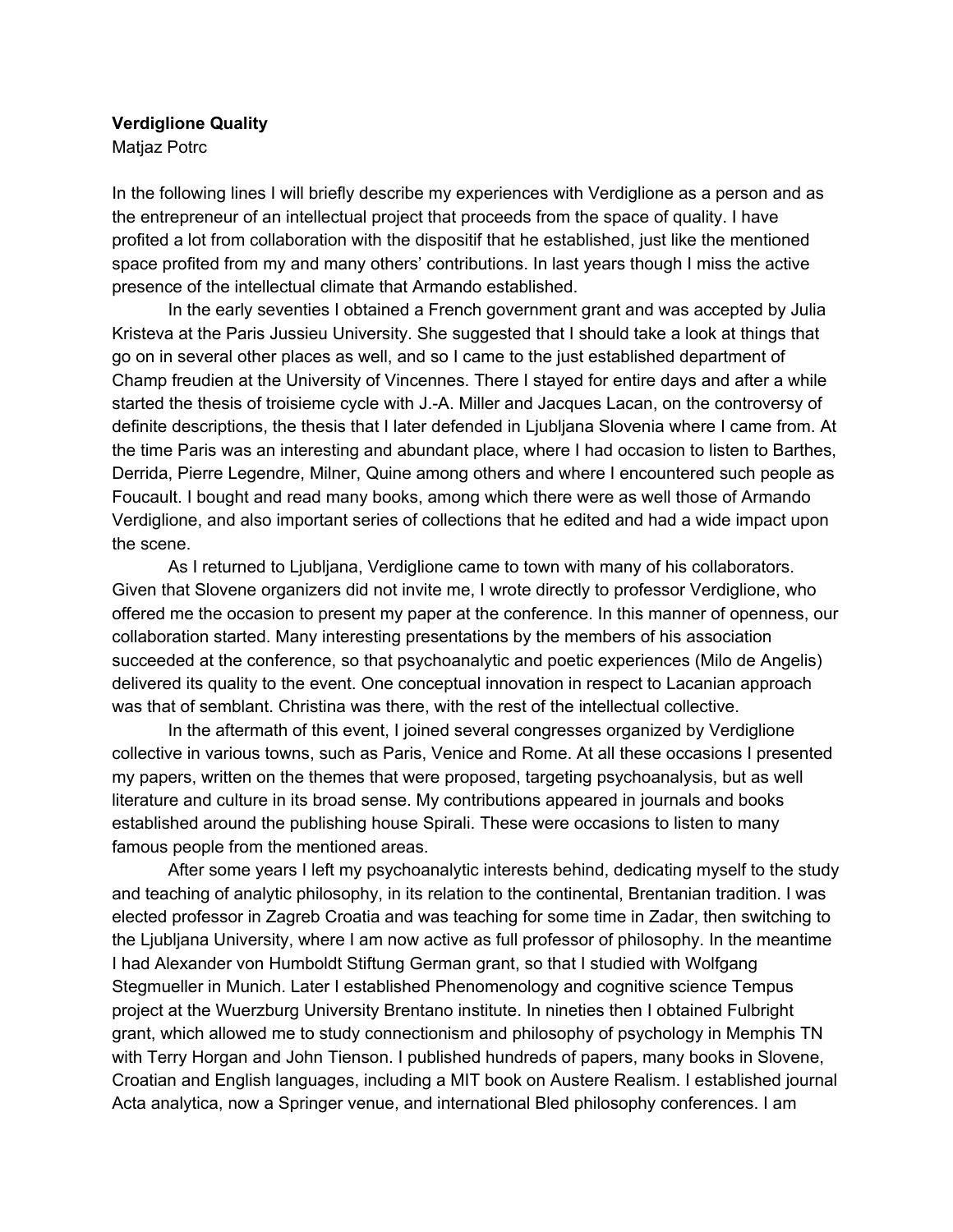**Verdiglione Quality**

Matjaz Potrc

In the following lines I will briefly describe my experiences with Verdiglione as a person and as the entrepreneur of an intellectual project that proceeds from the space of quality. I have profited a lot from collaboration with the dispositif that he established, just like the mentioned space profited from my and many others' contributions. In last years though I miss the active presence of the intellectual climate that Armando established.

In the early seventies I obtained a French government grant and was accepted by Julia Kristeva at the Paris Jussieu University. She suggested that I should take a look at things that go on in several other places as well, and so I came to the just established department of Champ freudien at the University of Vincennes. There I stayed for entire days and after a while started the thesis of troisieme cycle with J.-A. Miller and Jacques Lacan, on the controversy of definite descriptions, the thesis that I later defended in Ljubljana Slovenia where I came from. At the time Paris was an interesting and abundant place, where I had occasion to listen to Barthes, Derrida, Pierre Legendre, Milner, Quine among others and where I encountered such people as Foucault. I bought and read many books, among which there were as well those of Armando Verdiglione, and also important series of collections that he edited and had a wide impact upon the scene.

As I returned to Ljubljana, Verdiglione came to town with many of his collaborators. Given that Slovene organizers did not invite me, I wrote directly to professor Verdiglione, who offered me the occasion to present my paper at the conference. In this manner of openness, our collaboration started. Many interesting presentations by the members of his association succeeded at the conference, so that psychoanalytic and poetic experiences (Milo de Angelis) delivered its quality to the event. One conceptual innovation in respect to Lacanian approach was that of semblant. Christina was there, with the rest of the intellectual collective.

In the aftermath of this event, I joined several congresses organized by Verdiglione collective in various towns, such as Paris, Venice and Rome. At all these occasions I presented my papers, written on the themes that were proposed, targeting psychoanalysis, but as well literature and culture in its broad sense. My contributions appeared in journals and books established around the publishing house Spirali. These were occasions to listen to many famous people from the mentioned areas.

After some years I left my psychoanalytic interests behind, dedicating myself to the study and teaching of analytic philosophy, in its relation to the continental, Brentanian tradition. I was elected professor in Zagreb Croatia and was teaching for some time in Zadar, then switching to the Ljubljana University, where I am now active as full professor of philosophy. In the meantime I had Alexander von Humboldt Stiftung German grant, so that I studied with Wolfgang Stegmueller in Munich. Later I established Phenomenology and cognitive science Tempus project at the Wuerzburg University Brentano institute. In nineties then I obtained Fulbright grant, which allowed me to study connectionism and philosophy of psychology in Memphis TN with Terry Horgan and John Tienson. I published hundreds of papers, many books in Slovene, Croatian and English languages, including a MIT book on Austere Realism. I established journal Acta analytica, now a Springer venue, and international Bled philosophy conferences. I am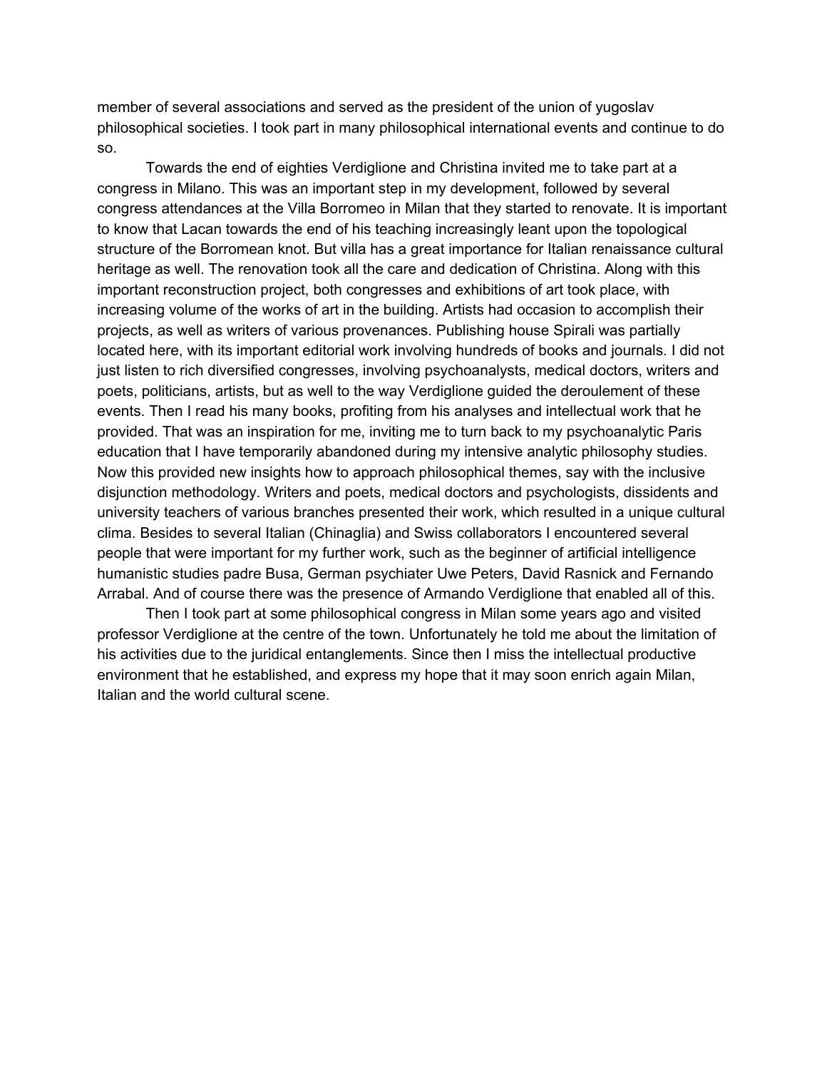member of several associations and served as the president of the union of yugoslav philosophical societies. I took part in many philosophical international events and continue to do so.

Towards the end of eighties Verdiglione and Christina invited me to take part at a congress in Milano. This was an important step in my development, followed by several congress attendances at the Villa Borromeo in Milan that they started to renovate. It is important to know that Lacan towards the end of his teaching increasingly leant upon the topological structure of the Borromean knot. But villa has a great importance for Italian renaissance cultural heritage as well. The renovation took all the care and dedication of Christina. Along with this important reconstruction project, both congresses and exhibitions of art took place, with increasing volume of the works of art in the building. Artists had occasion to accomplish their projects, as well as writers of various provenances. Publishing house Spirali was partially located here, with its important editorial work involving hundreds of books and journals. I did not just listen to rich diversified congresses, involving psychoanalysts, medical doctors, writers and poets, politicians, artists, but as well to the way Verdiglione guided the deroulement of these events. Then I read his many books, profiting from his analyses and intellectual work that he provided. That was an inspiration for me, inviting me to turn back to my psychoanalytic Paris education that I have temporarily abandoned during my intensive analytic philosophy studies. Now this provided new insights how to approach philosophical themes, say with the inclusive disjunction methodology. Writers and poets, medical doctors and psychologists, dissidents and university teachers of various branches presented their work, which resulted in a unique cultural clima. Besides to several Italian (Chinaglia) and Swiss collaborators I encountered several people that were important for my further work, such as the beginner of artificial intelligence humanistic studies padre Busa, German psychiater Uwe Peters, David Rasnick and Fernando Arrabal. And of course there was the presence of Armando Verdiglione that enabled all of this.

Then I took part at some philosophical congress in Milan some years ago and visited professor Verdiglione at the centre of the town. Unfortunately he told me about the limitation of his activities due to the juridical entanglements. Since then I miss the intellectual productive environment that he established, and express my hope that it may soon enrich again Milan, Italian and the world cultural scene.